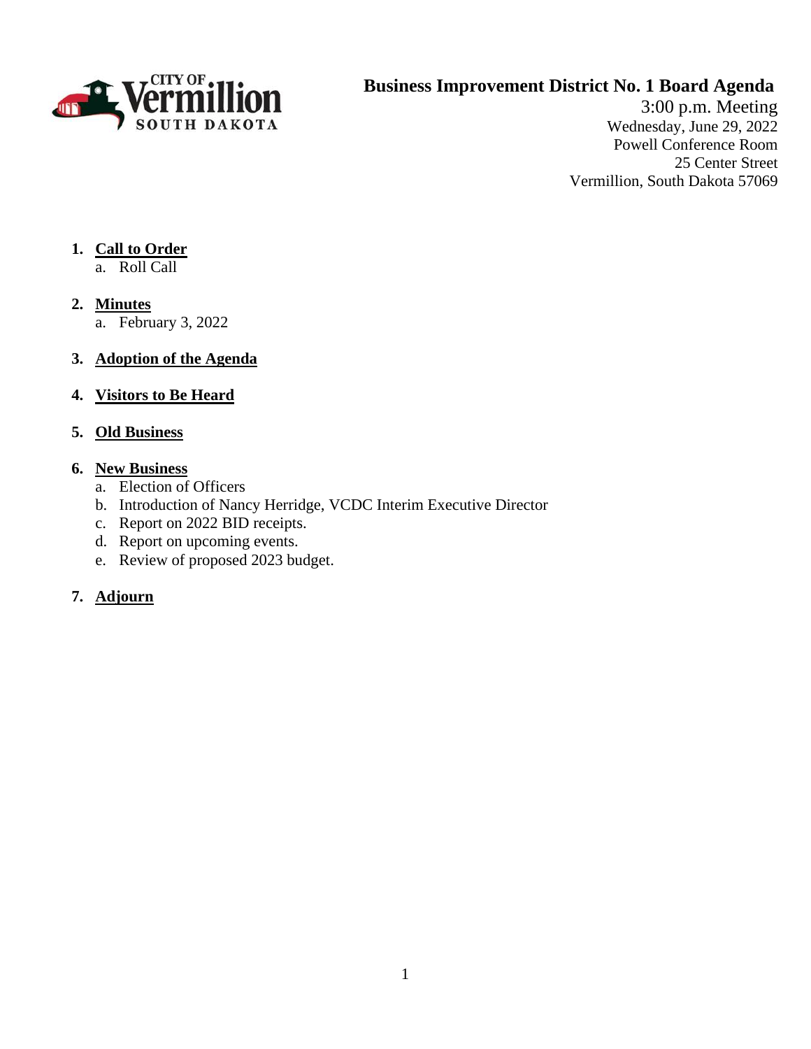CITY OF Vermillion SOUTH DAKOTA

# Business Improvement District No. 1 Board Agenda

3:00 p.m. Meeting
Wednesday, June 29, 2022
Powell Conference Room
25 Center Street
Vermillion, South Dakota 57069

1. **Call to Order**
   a. Roll Call

2. **Minutes**
   a. February 3, 2022

3. **Adoption of the Agenda**

4. **Visitors to Be Heard**

5. **Old Business**

6. **New Business**
   a. Election of Officers
   b. Introduction of Nancy Herridge, VCDC Interim Executive Director
   c. Report on 2022 BID receipts.
   d. Report on upcoming events.
   e. Review of proposed 2023 budget.

7. **Adjourn**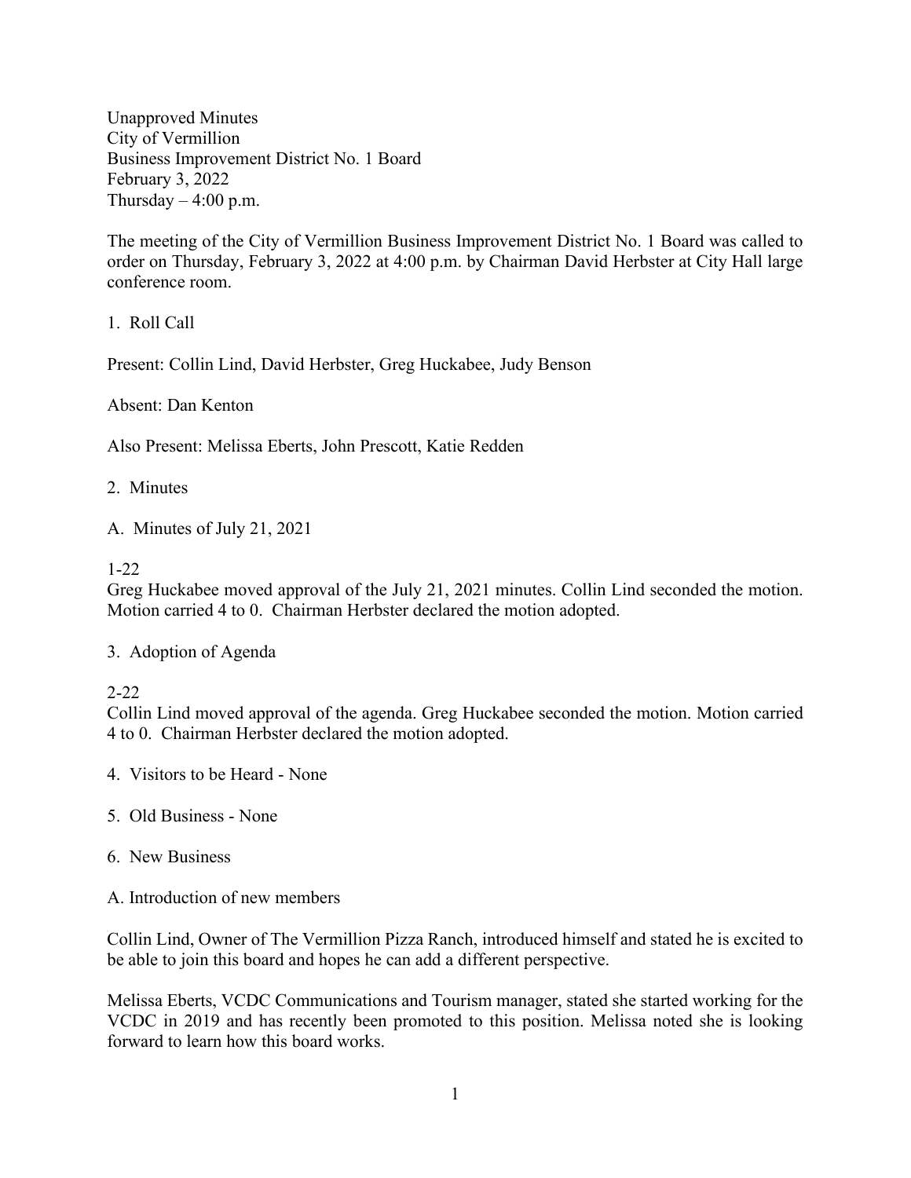Unapproved Minutes
City of Vermillion
Business Improvement District No. 1 Board
February 3, 2022
Thursday – 4:00 p.m.

The meeting of the City of Vermillion Business Improvement District No. 1 Board was called to order on Thursday, February 3, 2022 at 4:00 p.m. by Chairman David Herbster at City Hall large conference room.

1. Roll Call

Present: Collin Lind, David Herbster, Greg Huckabee, Judy Benson

Absent: Dan Kenton

Also Present: Melissa Eberts, John Prescott, Katie Redden

2. Minutes

A. Minutes of July 21, 2021

1-22
Greg Huckabee moved approval of the July 21, 2021 minutes. Collin Lind seconded the motion. Motion carried 4 to 0. Chairman Herbster declared the motion adopted.

3. Adoption of Agenda

2-22
Collin Lind moved approval of the agenda. Greg Huckabee seconded the motion. Motion carried 4 to 0. Chairman Herbster declared the motion adopted.

4. Visitors to be Heard - None

5. Old Business - None

6. New Business

A. Introduction of new members

Collin Lind, Owner of The Vermillion Pizza Ranch, introduced himself and stated he is excited to be able to join this board and hopes he can add a different perspective.

Melissa Eberts, VCDC Communications and Tourism manager, stated she started working for the VCDC in 2019 and has recently been promoted to this position. Melissa noted she is looking forward to learn how this board works.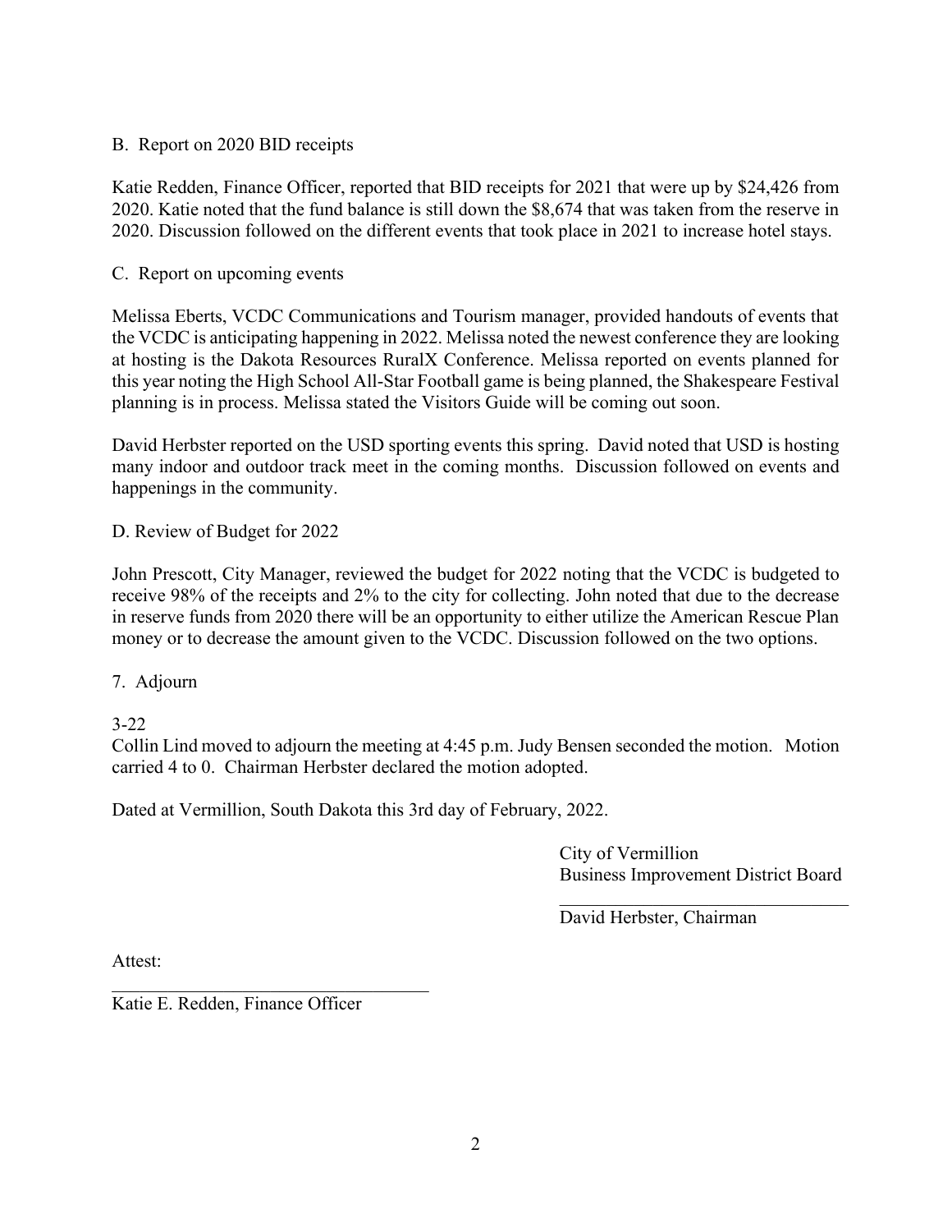B. Report on 2020 BID receipts

Katie Redden, Finance Officer, reported that BID receipts for 2021 that were up by $24,426 from 2020. Katie noted that the fund balance is still down the $8,674 that was taken from the reserve in 2020. Discussion followed on the different events that took place in 2021 to increase hotel stays.

C. Report on upcoming events

Melissa Eberts, VCDC Communications and Tourism manager, provided handouts of events that the VCDC is anticipating happening in 2022. Melissa noted the newest conference they are looking at hosting is the Dakota Resources RuralX Conference. Melissa reported on events planned for this year noting the High School All-Star Football game is being planned, the Shakespeare Festival planning is in process. Melissa stated the Visitors Guide will be coming out soon.

David Herbster reported on the USD sporting events this spring. David noted that USD is hosting many indoor and outdoor track meet in the coming months. Discussion followed on events and happenings in the community.

D. Review of Budget for 2022

John Prescott, City Manager, reviewed the budget for 2022 noting that the VCDC is budgeted to receive 98% of the receipts and 2% to the city for collecting. John noted that due to the decrease in reserve funds from 2020 there will be an opportunity to either utilize the American Rescue Plan money or to decrease the amount given to the VCDC. Discussion followed on the two options.

7. Adjourn

3-22
Collin Lind moved to adjourn the meeting at 4:45 p.m. Judy Bensen seconded the motion. Motion carried 4 to 0. Chairman Herbster declared the motion adopted.

Dated at Vermillion, South Dakota this 3rd day of February, 2022.

City of Vermillion
Business Improvement District Board

\_\_\_\_\_\_\_\_\_\_\_\_\_\_\_\_\_\_\_\_\_\_\_\_\_\_\_\_\_\_
David Herbster, Chairman

Attest:

\_\_\_\_\_\_\_\_\_\_\_\_\_\_\_\_\_\_\_\_\_\_\_\_\_\_\_\_\_\_
Katie E. Redden, Finance Officer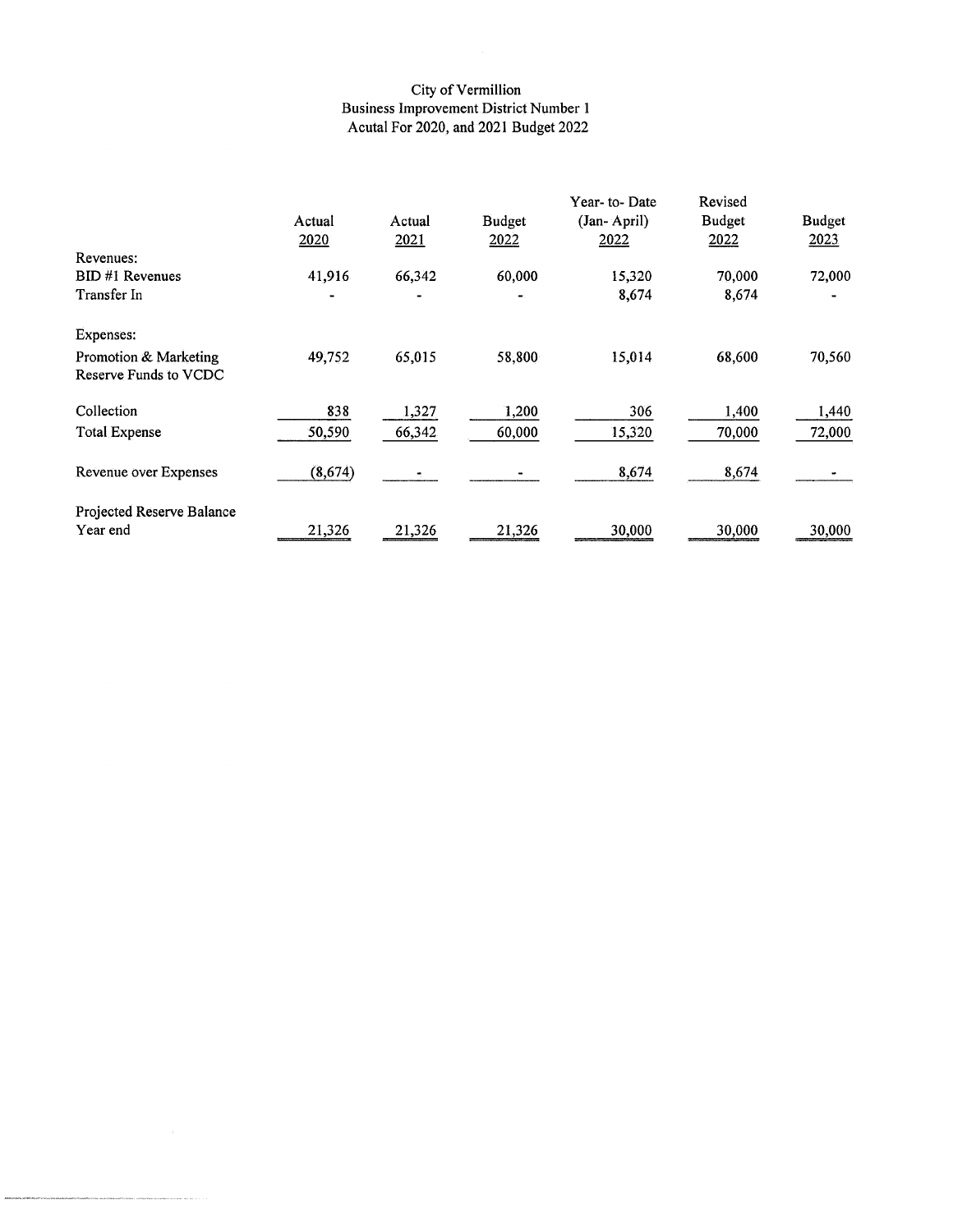City of Vermillion
Business Improvement District Number 1
Acutal For 2020, and 2021 Budget 2022

| | Actual 2020 | Actual 2021 | Budget 2022 | Year- to- Date (Jan- April) 2022 | Revised Budget 2022 | Budget 2023 |
|---|---|---|---|---|---|---|
| Revenues: | | | | | | |
| BID #1 Revenues | 41,916 | 66,342 | 60,000 | 15,320 | 70,000 | 72,000 |
| Transfer In | - | - | - | 8,674 | 8,674 | - |
| Expenses: | | | | | | |
| Promotion & Marketing<br>Reserve Funds to VCDC | 49,752 | 65,015 | 58,800 | 15,014 | 68,600 | 70,560 |
| Collection | 838 | 1,327 | 1,200 | 306 | 1,400 | 1,440 |
| Total Expense | 50,590 | 66,342 | 60,000 | 15,320 | 70,000 | 72,000 |
| Revenue over Expenses | (8,674) | - | - | 8,674 | 8,674 | - |
| Projected Reserve Balance<br>Year end | 21,326 | 21,326 | 21,326 | 30,000 | 30,000 | 30,000 |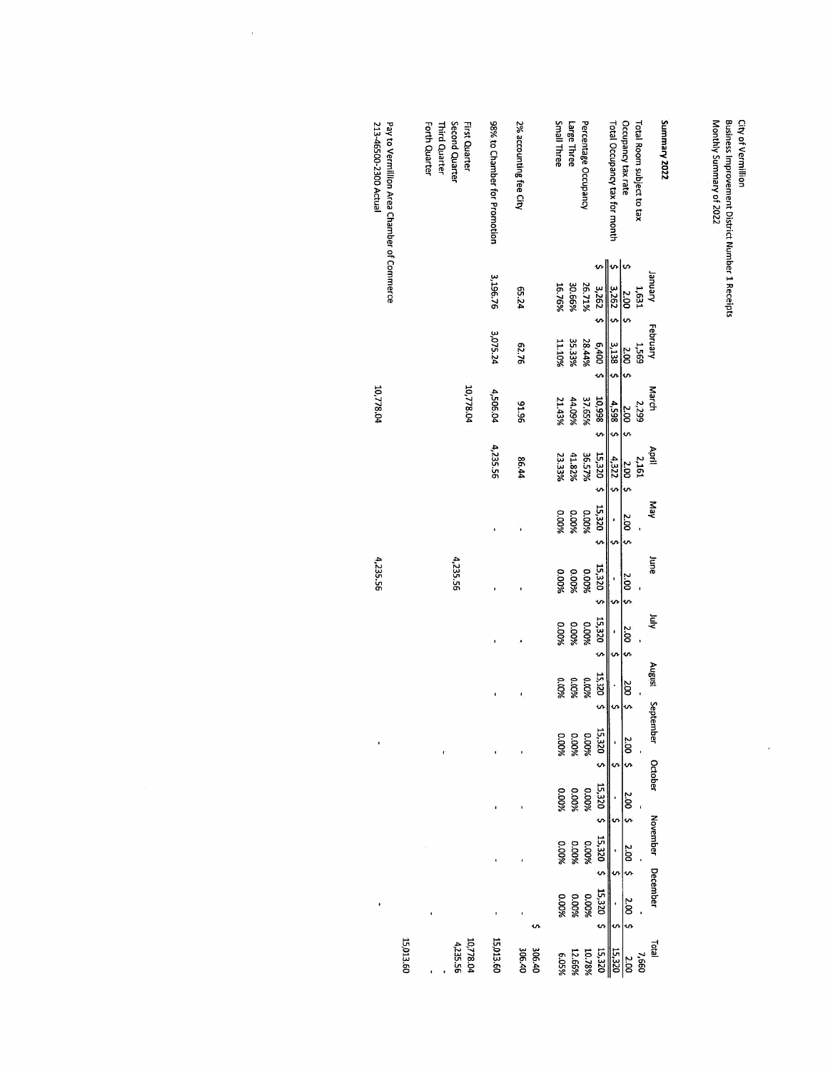City of Vermillion
Business Improvement District Number 1 Receipts
Monthly Summary of 2022

**Summary 2022**

| | January | February | March | April | May | June | July | August | September | October | November | December | Total |
|---|---|---|---|---|---|---|---|---|---|---|---|---|---|
| Total Room subject to tax | 1,631 | 1,569 | 2,299 | 2,161 | - | - | - | - | - | - | - | - | 7,660 |
| Occupancy tax rate | $ 2.00 | $ 2.00 | $ 2.00 | $ 2.00 | $ 2.00 | $ 2.00 | $ 2.00 | $ 2.00 | $ 2.00 | $ 2.00 | $ 2.00 | $ 2.00 | 2.00 |
| Total Occupancy tax for month | $ 3,262 | $ 3,138 | $ 4,598 | $ 4,322 | $ - | $ - | $ - | $ - | $ - | $ - | $ - | $ - | 15,320 |
| | $ 3,262 | $ 6,400 | $ 10,998 | $ 15,320 | $ 15,320 | $ 15,320 | $ 15,320 | $ 15,320 | $ 15,320 | $ 15,320 | $ 15,320 | $ 15,320 | $ 15,320 |
| Percentage Occupancy | 26.71% | 28.44% | 37.65% | 36.57% | 0.00% | 0.00% | 0.00% | 0.00% | 0.00% | 0.00% | 0.00% | 0.00% | 10.78% |
| Large Three | 30.66% | 35.33% | 44.09% | 41.82% | 0.00% | 0.00% | 0.00% | 0.00% | 0.00% | 0.00% | 0.00% | 0.00% | 12.66% |
| Small Three | 16.76% | 11.10% | 21.43% | 23.33% | 0.00% | 0.00% | 0.00% | 0.00% | 0.00% | 0.00% | 0.00% | 0.00% | 6.05% |
| 2% accounting fee City | 65.24 | 62.76 | 91.96 | 86.44 | - | - | - | - | - | - | - | - | $ 306.40 |
| | | | | | | | | | | | | | 306.40 |
| 98% to Chamber for Promotion | 3,196.76 | 3,075.24 | 4,506.04 | 4,235.56 | - | - | - | - | - | - | - | - | 15,013.60 |
| First Quarter | | | 10,778.04 | | | | | | | | | | 10,778.04 |
| Second Quarter | | | | | | 4,235.56 | | | | | | | 4,235.56 |
| Third Quarter | | | | | | | | | - | | | | - |
| Forth Quarter | | | | | | | | | | | | - | - |
| | | | | | | | | | | | | | 15,013.60 |
| Pay to Vermillion Area Chamber of Commerce 213-46500-2300 Actual | | | 10,778.04 | | | 4,235.56 | | | - | | | - | |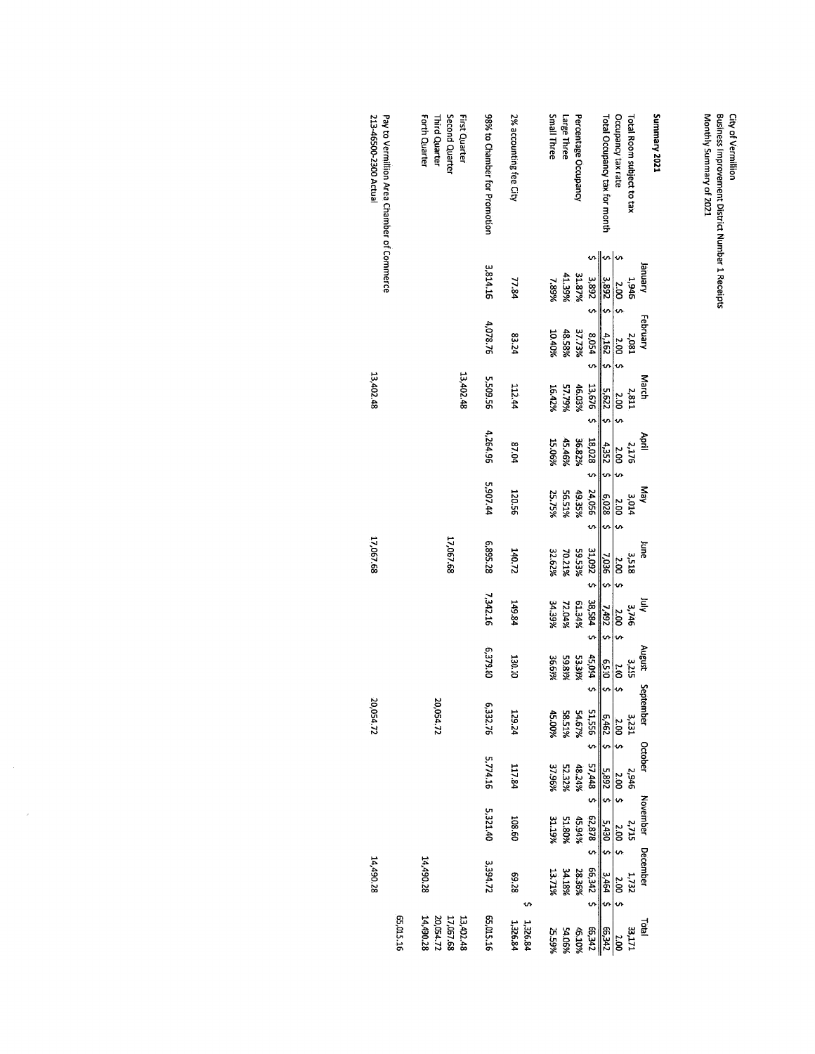City of Vermillion
Business Improvement District Number 1 Receipts
Monthly Summary of 2021

## Summary 2021

| | January | February | March | April | May | June | July | August | September | October | November | December | Total |
|---|---|---|---|---|---|---|---|---|---|---|---|---|---|
| Total Room subject to tax | 1,946 | 2,081 | 2,811 | 2,176 | 3,014 | 3,518 | 3,746 | 3,255 | 3,231 | 2,946 | 2,715 | 1,732 | 33,171 |
| Occupancy tax rate | $ 2.00 | $ 2.00 | $ 2.00 | $ 2.00 | $ 2.00 | $ 2.00 | $ 2.00 | $ 2.00 | $ 2.00 | $ 2.00 | $ 2.00 | $ 2.00 | $ 2.00 |
| Total Occupancy tax for month | $ 3,892 | $ 4,162 | $ 5,622 | $ 4,352 | $ 6,028 | $ 7,036 | $ 7,492 | $ 6,510 | $ 6,462 | $ 5,892 | $ 5,430 | $ 3,464 | $ 66,342 |
| | $ 3,892 | $ 8,054 | $ 13,676 | $ 18,028 | $ 24,056 | $ 31,092 | $ 38,584 | $ 45,094 | $ 51,556 | $ 57,448 | $ 62,878 | $ 66,342 | $ 66,342 |
| Percentage Occupancy | 31.87% | 37.73% | 46.03% | 36.82% | 49.35% | 59.53% | 61.34% | 53.30% | 54.67% | 48.24% | 45.94% | 28.36% | 46.10% |
| Large Three | 41.39% | 48.58% | 57.79% | 45.46% | 56.51% | 70.21% | 72.04% | 59.89% | 58.51% | 52.32% | 51.80% | 34.18% | 54.06% |
| Small Three | 7.89% | 10.40% | 16.42% | 15.06% | 25.75% | 32.62% | 34.39% | 36.69% | 45.00% | 37.96% | 31.19% | 13.71% | 25.59% |
| | | | | | | | | | | | | | $ 1,326.84 |
| 2% accounting fee City | 77.84 | 83.24 | 112.44 | 87.04 | 120.56 | 140.72 | 149.84 | 130.20 | 129.24 | 117.84 | 108.60 | 69.28 | 1,326.84 |
| 98% to Chamber for Promotion | 3,814.16 | 4,078.76 | 5,509.56 | 4,264.96 | 5,907.44 | 6,895.28 | 7,342.16 | 6,379.80 | 6,332.76 | 5,774.16 | 5,321.40 | 3,394.72 | 65,015.16 |
| First Quarter | | | 13,402.48 | | | | | | | | | | 13,402.48 |
| Second Quarter | | | | | | 17,067.68 | | | | | | | 17,067.68 |
| Third Quarter | | | | | | | | | 20,054.72 | | | | 20,054.72 |
| Forth Quarter | | | | | | | | | | | | 14,490.28 | 14,490.28 |
| | | | | | | | | | | | | | 65,015.16 |
| Pay to Vermillion Area Chamber of Commerce 213-46500-2300 Actual | | | 13,402.48 | | | 17,067.68 | | | 20,054.72 | | | 14,490.28 | |